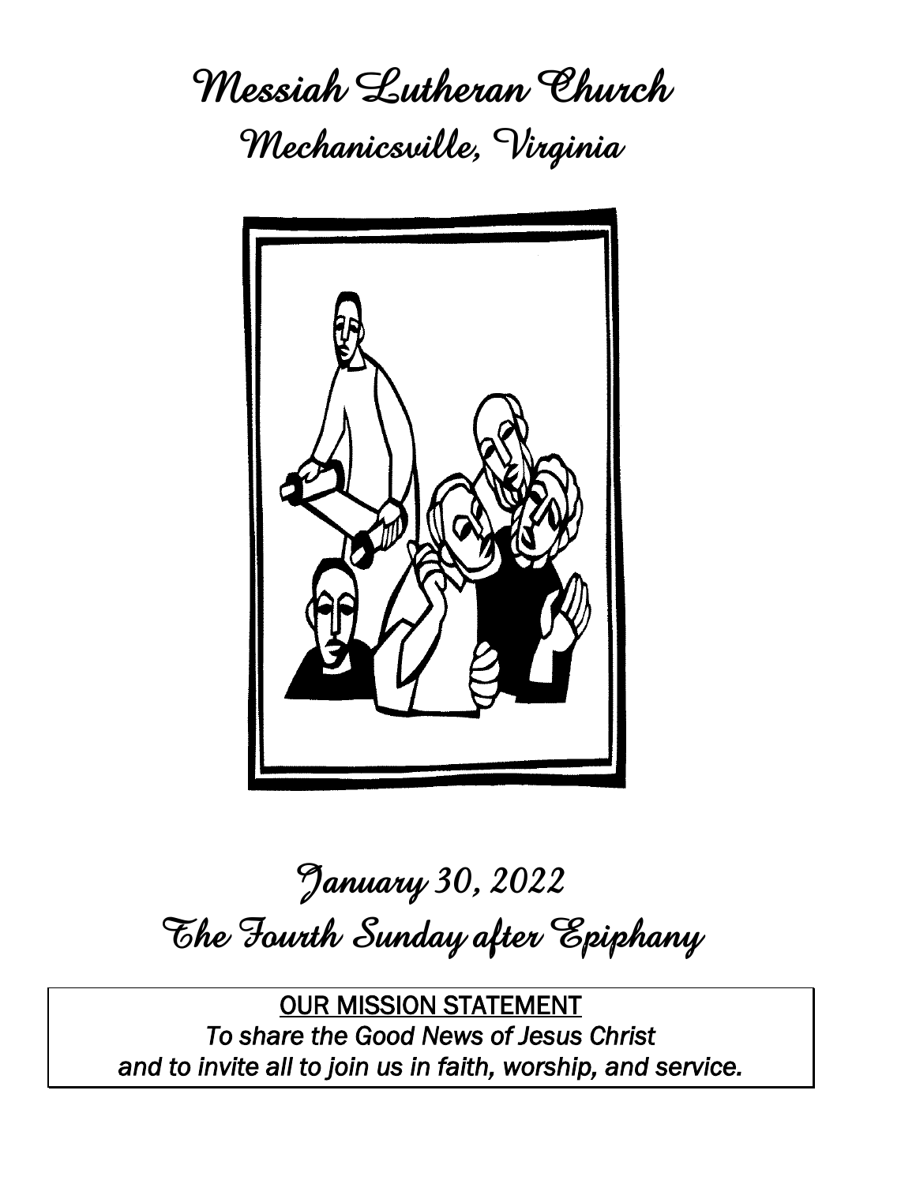# Messiah Lutheran Church

## Mechanicsville, Virginia

## January 30, 2022

## The Fourth Sunday after Epiphany

OUR MISSION STATEMENT

*To share the Good News of Jesus Christ and to invite all to join us in faith, worship, and service.*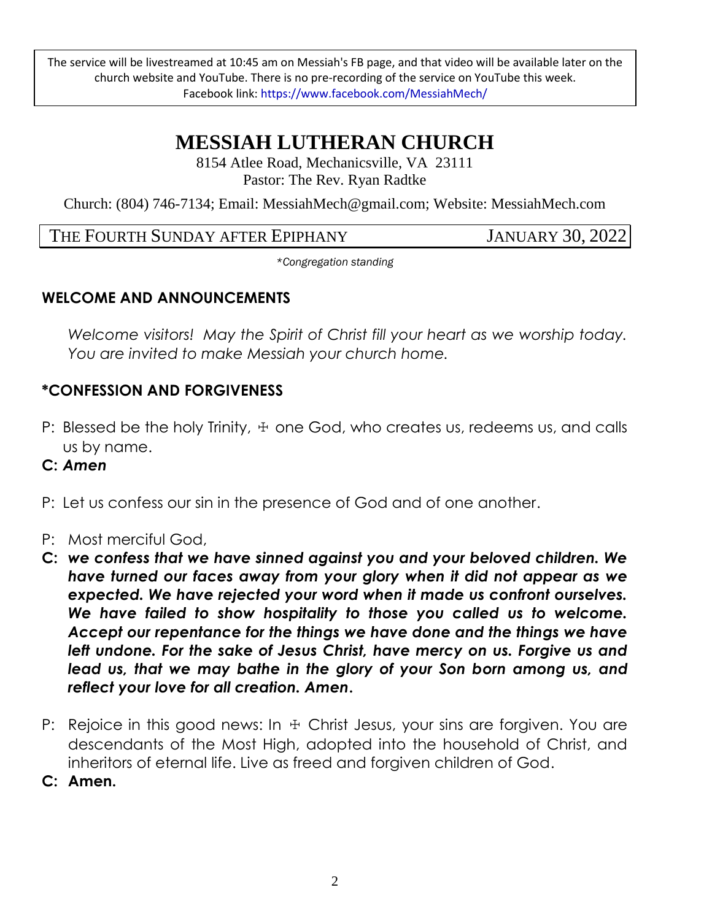The service will be livestreamed at 10:45 am on Messiah's FB page, and that video will be available later on the church website and YouTube. There is no pre-recording of the service on YouTube this week.
Facebook link: https://www.facebook.com/MessiahMech/

# MESSIAH LUTHERAN CHURCH

8154 Atlee Road, Mechanicsville, VA 23111
Pastor: The Rev. Ryan Radtke

Church: (804) 746-7134; Email: MessiahMech@gmail.com; Website: MessiahMech.com

THE FOURTH SUNDAY AFTER EPIPHANY — JANUARY 30, 2022

*\*Congregation standing*

## WELCOME AND ANNOUNCEMENTS

*Welcome visitors! May the Spirit of Christ fill your heart as we worship today. You are invited to make Messiah your church home.*

## *CONFESSION AND FORGIVENESS

P: Blessed be the holy Trinity, ☩ one God, who creates us, redeems us, and calls us by name.

**C: *Amen***

P: Let us confess our sin in the presence of God and of one another.

P: Most merciful God,

**C: *we confess that we have sinned against you and your beloved children. We have turned our faces away from your glory when it did not appear as we expected. We have rejected your word when it made us confront ourselves. We have failed to show hospitality to those you called us to welcome. Accept our repentance for the things we have done and the things we have left undone. For the sake of Jesus Christ, have mercy on us. Forgive us and lead us, that we may bathe in the glory of your Son born among us, and reflect your love for all creation. Amen.***

P: Rejoice in this good news: In ☩ Christ Jesus, your sins are forgiven. You are descendants of the Most High, adopted into the household of Christ, and inheritors of eternal life. Live as freed and forgiven children of God.

**C: Amen.**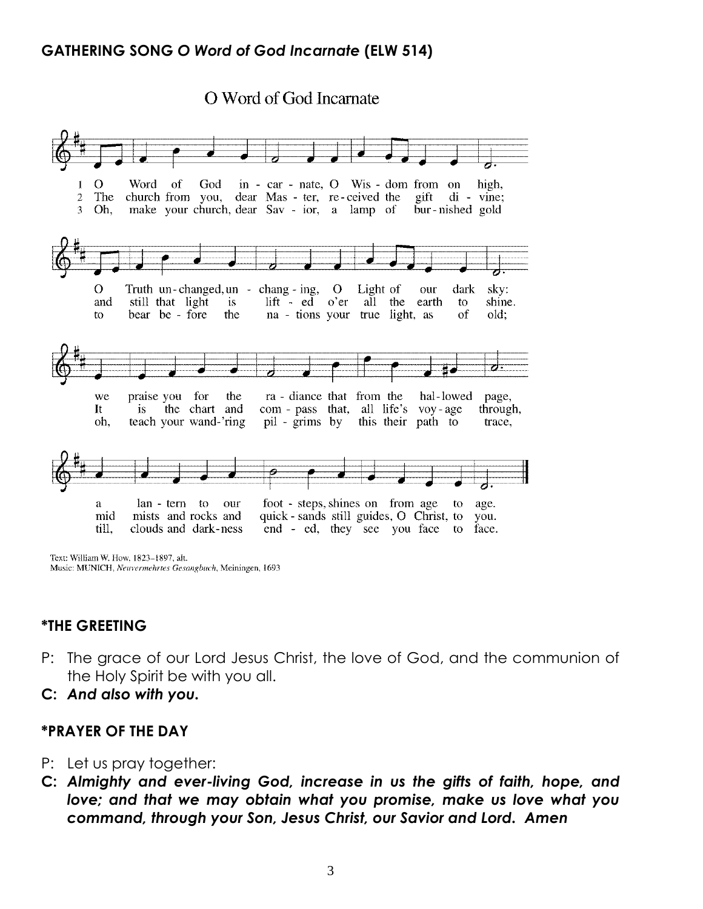## GATHERING SONG *O Word of God Incarnate* (ELW 514)

O Word of God Incarnate

1 O Word of God in - car - nate, O Wis - dom from on high,
2 The church from you, dear Mas - ter, re - ceived the gift di - vine;
3 Oh, make your church, dear Sav - ior, a lamp of bur - nished gold

O Truth un - changed, un - chang - ing, O Light of our dark sky:
and still that light is lift - ed o'er all the earth to shine.
to bear be - fore the na - tions your true light, as of old;

we praise you for the ra - diance that from the hal - lowed page,
It is the chart and com - pass that, all life's voy - age through,
oh, teach your wand-'ring pil - grims by this their path to trace,

a lan - tern to our foot - steps, shines on from age to age.
mid mists and rocks and quick - sands still guides, O Christ, to you.
till, clouds and dark - ness end - ed, they see you face to face.

Text: William W. How, 1823–1897, alt.
Music: MUNICH, *Neuvermehrtes Gesangbuch*, Meiningen, 1693

## *THE GREETING

P: The grace of our Lord Jesus Christ, the love of God, and the communion of the Holy Spirit be with you all.

**C: *And also with you.***

## *PRAYER OF THE DAY

P: Let us pray together:

**C: *Almighty and ever-living God, increase in us the gifts of faith, hope, and love; and that we may obtain what you promise, make us love what you command, through your Son, Jesus Christ, our Savior and Lord. Amen***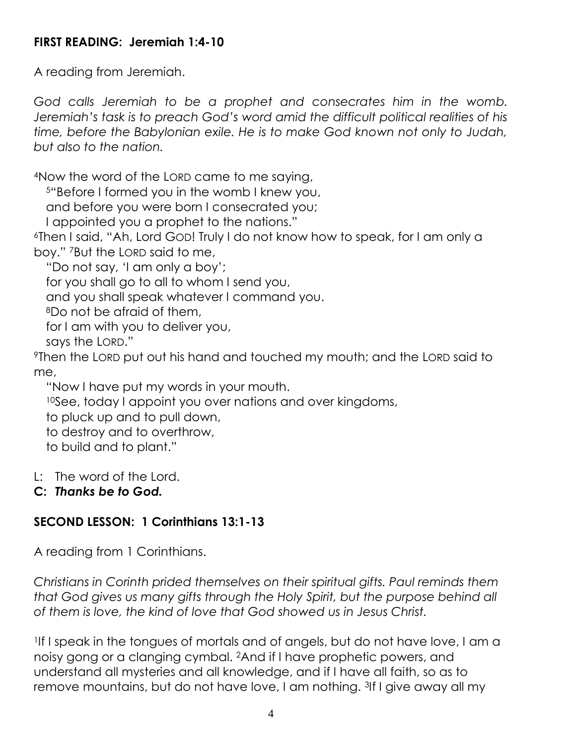**FIRST READING: Jeremiah 1:4-10**

A reading from Jeremiah.

*God calls Jeremiah to be a prophet and consecrates him in the womb. Jeremiah's task is to preach God's word amid the difficult political realities of his time, before the Babylonian exile. He is to make God known not only to Judah, but also to the nation.*

4Now the word of the LORD came to me saying,
  5"Before I formed you in the womb I knew you,
  and before you were born I consecrated you;
  I appointed you a prophet to the nations."
6Then I said, "Ah, Lord GOD! Truly I do not know how to speak, for I am only a boy." 7But the LORD said to me,
  "Do not say, 'I am only a boy';
  for you shall go to all to whom I send you,
  and you shall speak whatever I command you.
  8Do not be afraid of them,
  for I am with you to deliver you,
  says the LORD."
9Then the LORD put out his hand and touched my mouth; and the LORD said to me,
  "Now I have put my words in your mouth.
  10See, today I appoint you over nations and over kingdoms,
  to pluck up and to pull down,
  to destroy and to overthrow,
  to build and to plant."

L: The word of the Lord.
**C: *Thanks be to God.***

**SECOND LESSON: 1 Corinthians 13:1-13**

A reading from 1 Corinthians.

*Christians in Corinth prided themselves on their spiritual gifts. Paul reminds them that God gives us many gifts through the Holy Spirit, but the purpose behind all of them is love, the kind of love that God showed us in Jesus Christ.*

1If I speak in the tongues of mortals and of angels, but do not have love, I am a noisy gong or a clanging cymbal. 2And if I have prophetic powers, and understand all mysteries and all knowledge, and if I have all faith, so as to remove mountains, but do not have love, I am nothing. 3If I give away all my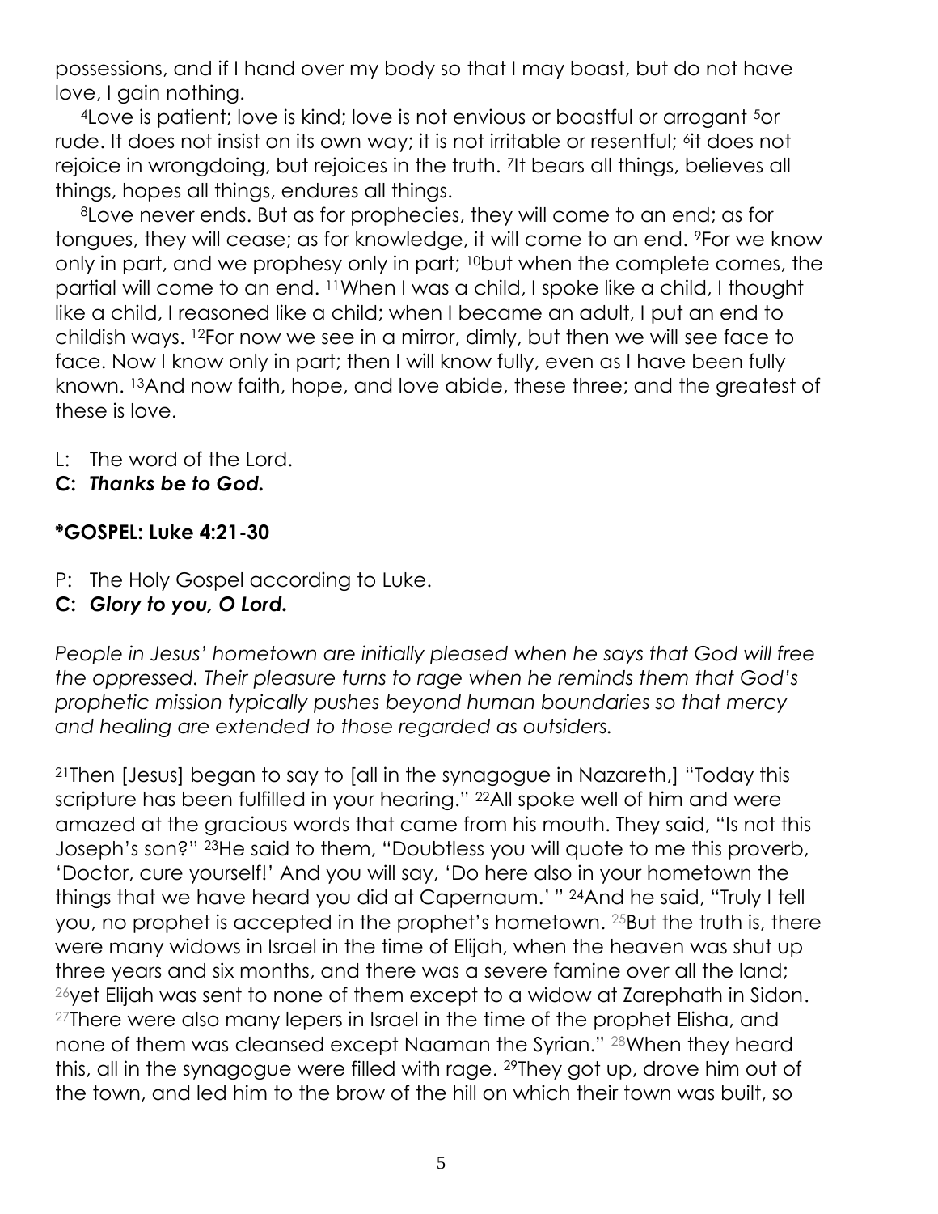possessions, and if I hand over my body so that I may boast, but do not have love, I gain nothing.

[4]Love is patient; love is kind; love is not envious or boastful or arrogant [5]or rude. It does not insist on its own way; it is not irritable or resentful; [6]it does not rejoice in wrongdoing, but rejoices in the truth. [7]It bears all things, believes all things, hopes all things, endures all things.

[8]Love never ends. But as for prophecies, they will come to an end; as for tongues, they will cease; as for knowledge, it will come to an end. [9]For we know only in part, and we prophesy only in part; [10]but when the complete comes, the partial will come to an end. [11]When I was a child, I spoke like a child, I thought like a child, I reasoned like a child; when I became an adult, I put an end to childish ways. [12]For now we see in a mirror, dimly, but then we will see face to face. Now I know only in part; then I will know fully, even as I have been fully known. [13]And now faith, hope, and love abide, these three; and the greatest of these is love.

L: The word of the Lord.
**C: *Thanks be to God.***

**\*GOSPEL: Luke 4:21-30**

P: The Holy Gospel according to Luke.
**C: *Glory to you, O Lord.***

*People in Jesus' hometown are initially pleased when he says that God will free the oppressed. Their pleasure turns to rage when he reminds them that God's prophetic mission typically pushes beyond human boundaries so that mercy and healing are extended to those regarded as outsiders.*

[21]Then [Jesus] began to say to [all in the synagogue in Nazareth,] "Today this scripture has been fulfilled in your hearing." [22]All spoke well of him and were amazed at the gracious words that came from his mouth. They said, "Is not this Joseph's son?" [23]He said to them, "Doubtless you will quote to me this proverb, 'Doctor, cure yourself!' And you will say, 'Do here also in your hometown the things that we have heard you did at Capernaum.' " [24]And he said, "Truly I tell you, no prophet is accepted in the prophet's hometown. [25]But the truth is, there were many widows in Israel in the time of Elijah, when the heaven was shut up three years and six months, and there was a severe famine over all the land; [26]yet Elijah was sent to none of them except to a widow at Zarephath in Sidon. [27]There were also many lepers in Israel in the time of the prophet Elisha, and none of them was cleansed except Naaman the Syrian." [28]When they heard this, all in the synagogue were filled with rage. [29]They got up, drove him out of the town, and led him to the brow of the hill on which their town was built, so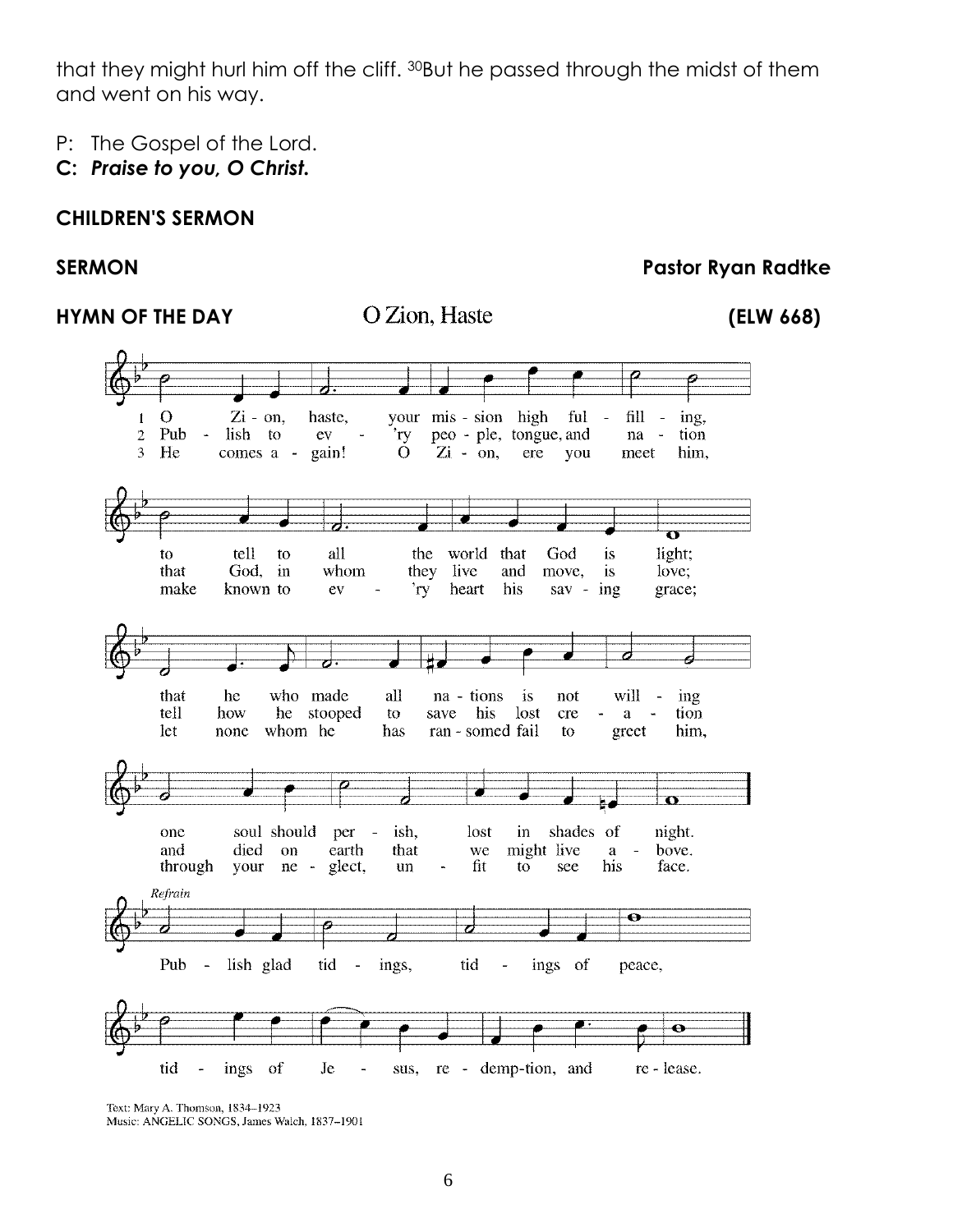that they might hurl him off the cliff. [30]But he passed through the midst of them and went on his way.

P: The Gospel of the Lord.
**C: *Praise to you, O Christ.***

**CHILDREN'S SERMON**

**SERMON** **Pastor Ryan Radtke**

**HYMN OF THE DAY** O Zion, Haste **(ELW 668)**

1 O Zion, haste, your mission high fulfilling,
to tell to all the world that God is light;
that he who made all nations is not willing
one soul should perish, lost in shades of night.

2 Publish to every people, tongue, and nation
that God, in whom they live and move, is love;
tell how he stooped to save his lost creation
and died on earth that we might live above.

3 He comes again! O Zion, ere you meet him,
make known to every heart his saving grace;
let none whom he has ransomed fail to greet him,
through your neglect, unfit to see his face.

*Refrain*
Publish glad tidings, tidings of peace,
tidings of Jesus, redemption, and release.

Text: Mary A. Thomson, 1834–1923
Music: ANGELIC SONGS, James Walch, 1837–1901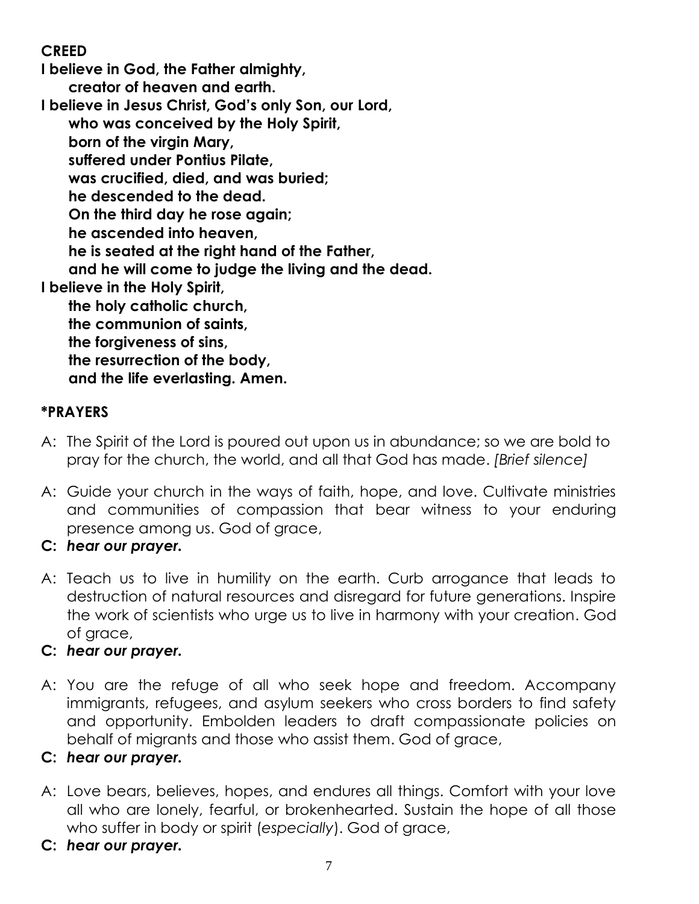**CREED**

**I believe in God, the Father almighty,**
**creator of heaven and earth.**
**I believe in Jesus Christ, God's only Son, our Lord,**
**who was conceived by the Holy Spirit,**
**born of the virgin Mary,**
**suffered under Pontius Pilate,**
**was crucified, died, and was buried;**
**he descended to the dead.**
**On the third day he rose again;**
**he ascended into heaven,**
**he is seated at the right hand of the Father,**
**and he will come to judge the living and the dead.**
**I believe in the Holy Spirit,**
**the holy catholic church,**
**the communion of saints,**
**the forgiveness of sins,**
**the resurrection of the body,**
**and the life everlasting. Amen.**

**\*PRAYERS**

A: The Spirit of the Lord is poured out upon us in abundance; so we are bold to pray for the church, the world, and all that God has made. *[Brief silence]*

A: Guide your church in the ways of faith, hope, and love. Cultivate ministries and communities of compassion that bear witness to your enduring presence among us. God of grace,

**C:** ***hear our prayer.***

A: Teach us to live in humility on the earth. Curb arrogance that leads to destruction of natural resources and disregard for future generations. Inspire the work of scientists who urge us to live in harmony with your creation. God of grace,

**C:** ***hear our prayer.***

A: You are the refuge of all who seek hope and freedom. Accompany immigrants, refugees, and asylum seekers who cross borders to find safety and opportunity. Embolden leaders to draft compassionate policies on behalf of migrants and those who assist them. God of grace,

**C:** ***hear our prayer.***

A: Love bears, believes, hopes, and endures all things. Comfort with your love all who are lonely, fearful, or brokenhearted. Sustain the hope of all those who suffer in body or spirit (*especially*). God of grace,

**C:** ***hear our prayer.***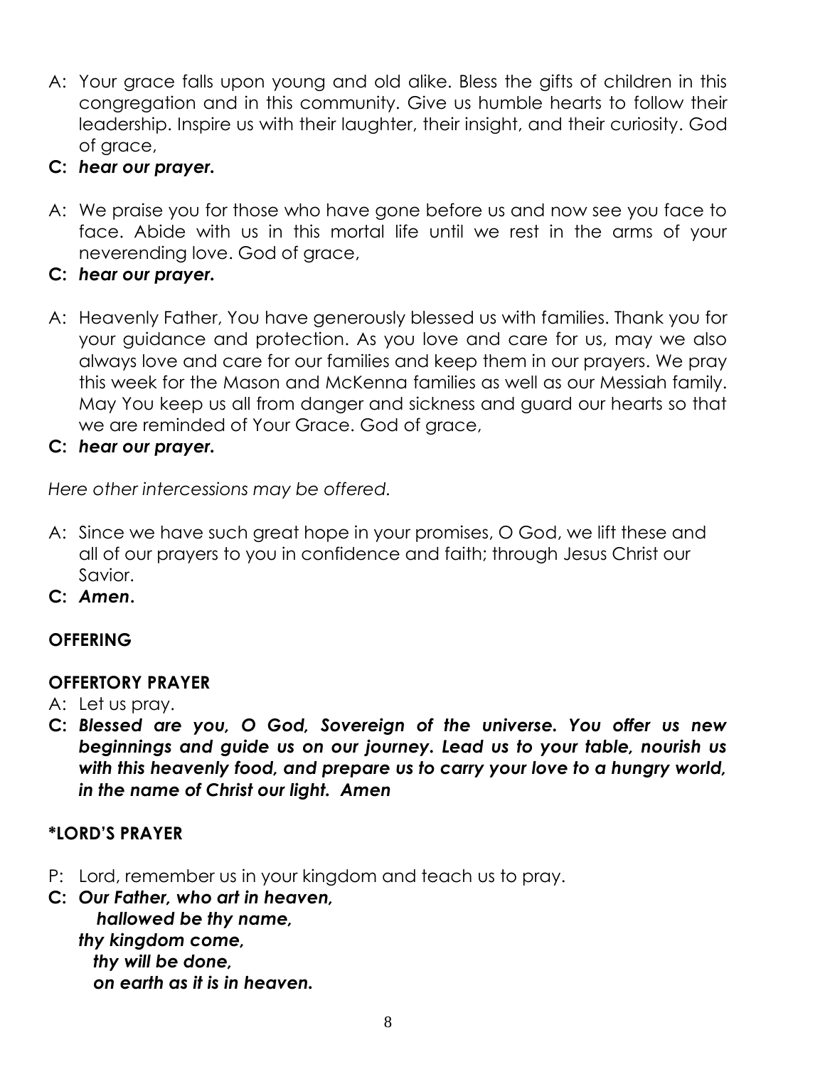A: Your grace falls upon young and old alike. Bless the gifts of children in this congregation and in this community. Give us humble hearts to follow their leadership. Inspire us with their laughter, their insight, and their curiosity. God of grace,

**C:** ***hear our prayer.***

A: We praise you for those who have gone before us and now see you face to face. Abide with us in this mortal life until we rest in the arms of your neverending love. God of grace,

**C:** ***hear our prayer.***

A: Heavenly Father, You have generously blessed us with families. Thank you for your guidance and protection. As you love and care for us, may we also always love and care for our families and keep them in our prayers. We pray this week for the Mason and McKenna families as well as our Messiah family. May You keep us all from danger and sickness and guard our hearts so that we are reminded of Your Grace. God of grace,

**C:** ***hear our prayer.***

*Here other intercessions may be offered.*

A: Since we have such great hope in your promises, O God, we lift these and all of our prayers to you in confidence and faith; through Jesus Christ our Savior.

**C:** ***Amen.***

**OFFERING**

**OFFERTORY PRAYER**

A: Let us pray.

**C:** ***Blessed are you, O God, Sovereign of the universe. You offer us new beginnings and guide us on our journey. Lead us to your table, nourish us with this heavenly food, and prepare us to carry your love to a hungry world, in the name of Christ our light. Amen***

**\*LORD'S PRAYER**

P: Lord, remember us in your kingdom and teach us to pray.

**C:** ***Our Father, who art in heaven,***
***hallowed be thy name,***
***thy kingdom come,***
***thy will be done,***
***on earth as it is in heaven.***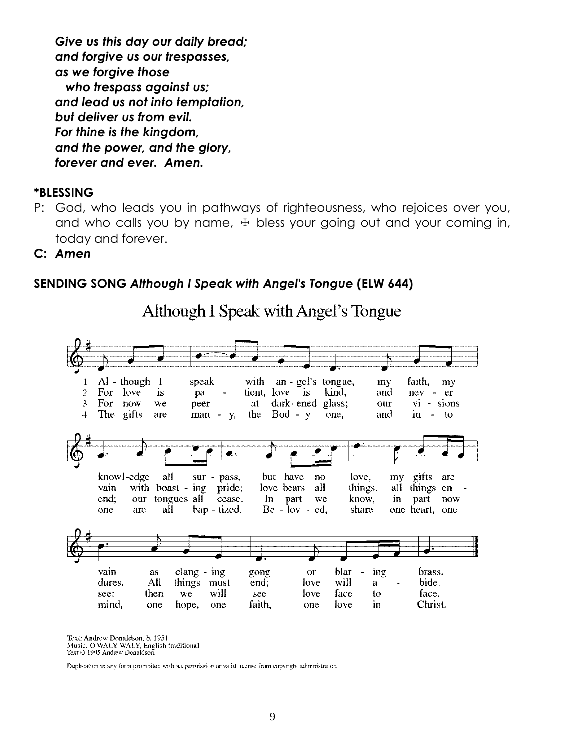***Give us this day our daily bread;***
***and forgive us our trespasses,***
***as we forgive those***
  ***who trespass against us;***
***and lead us not into temptation,***
***but deliver us from evil.***
***For thine is the kingdom,***
***and the power, and the glory,***
***forever and ever. Amen.***

**\*BLESSING**

P: God, who leads you in pathways of righteousness, who rejoices over you, and who calls you by name, ☩ bless your going out and your coming in, today and forever.

**C:** ***Amen***

**SENDING SONG** ***Although I Speak with Angel's Tongue*** **(ELW 644)**

Although I Speak with Angel's Tongue

1 Although I speak with angel's tongue, my faith, my knowledge all surpass, but have no love, my gifts are vain as clanging gong or blaring brass.

2 For love is patient, love is kind, and never vain with boasting pride; love bears all things, all things endures. All things must end; love will abide.

3 For now we peer at darkened glass; our visions end; our tongues all cease. In part we know, in part now see: then we will see love face to face.

4 The gifts are many, the Body one, and in-to one are all baptized. Beloved, share one heart, one mind, one hope, one faith, one love in Christ.

Text: Andrew Donaldson, b. 1951
Music: O WALY WALY, English traditional
Text © 1995 Andrew Donaldson.

Duplication in any form prohibited without permission or valid license from copyright administrator.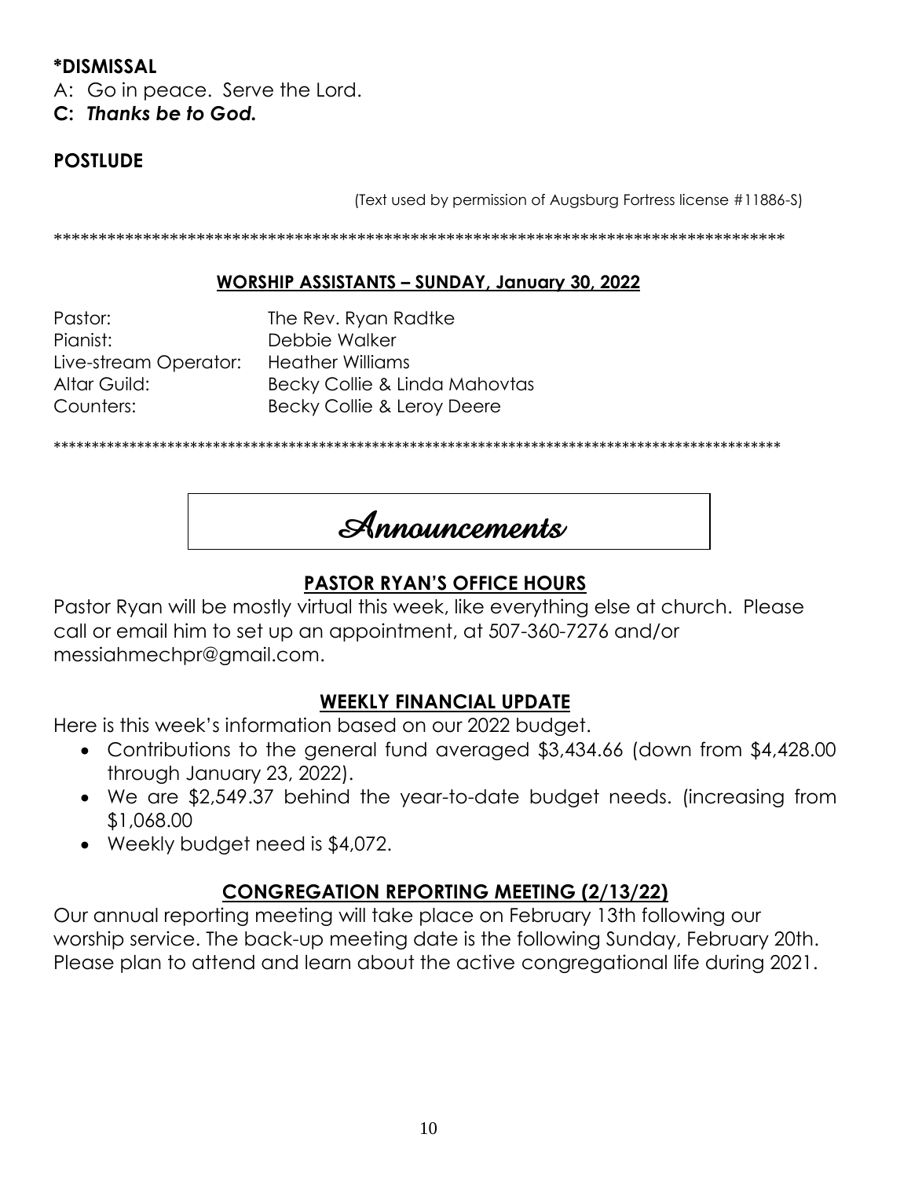**\*DISMISSAL**

A: Go in peace. Serve the Lord.

**C: *Thanks be to God.***

**POSTLUDE**

(Text used by permission of Augsburg Fortress license #11886-S)

\*\*\*\*\*\*\*\*\*\*\*\*\*\*\*\*\*\*\*\*\*\*\*\*\*\*\*\*\*\*\*\*\*\*\*\*\*\*\*\*\*\*\*\*\*\*\*\*\*\*\*\*\*\*\*\*\*\*\*\*\*\*\*\*\*\*\*\*\*\*\*\*\*\*\*\*\*\*\*\*\*\*\*\*

**WORSHIP ASSISTANTS – SUNDAY, January 30, 2022**

| | |
|---|---|
| Pastor: | The Rev. Ryan Radtke |
| Pianist: | Debbie Walker |
| Live-stream Operator: | Heather Williams |
| Altar Guild: | Becky Collie & Linda Mahovtas |
| Counters: | Becky Collie & Leroy Deere |

\*\*\*\*\*\*\*\*\*\*\*\*\*\*\*\*\*\*\*\*\*\*\*\*\*\*\*\*\*\*\*\*\*\*\*\*\*\*\*\*\*\*\*\*\*\*\*\*\*\*\*\*\*\*\*\*\*\*\*\*\*\*\*\*\*\*\*\*\*\*\*\*\*\*\*\*\*\*\*\*\*\*\*\*\*\*\*\*\*\*\*\*

# Announcements

## PASTOR RYAN'S OFFICE HOURS

Pastor Ryan will be mostly virtual this week, like everything else at church. Please call or email him to set up an appointment, at 507-360-7276 and/or messiahmechpr@gmail.com.

## WEEKLY FINANCIAL UPDATE

Here is this week's information based on our 2022 budget.

- Contributions to the general fund averaged $3,434.66 (down from $4,428.00 through January 23, 2022).
- We are $2,549.37 behind the year-to-date budget needs. (increasing from $1,068.00
- Weekly budget need is $4,072.

## CONGREGATION REPORTING MEETING (2/13/22)

Our annual reporting meeting will take place on February 13th following our worship service. The back-up meeting date is the following Sunday, February 20th. Please plan to attend and learn about the active congregational life during 2021.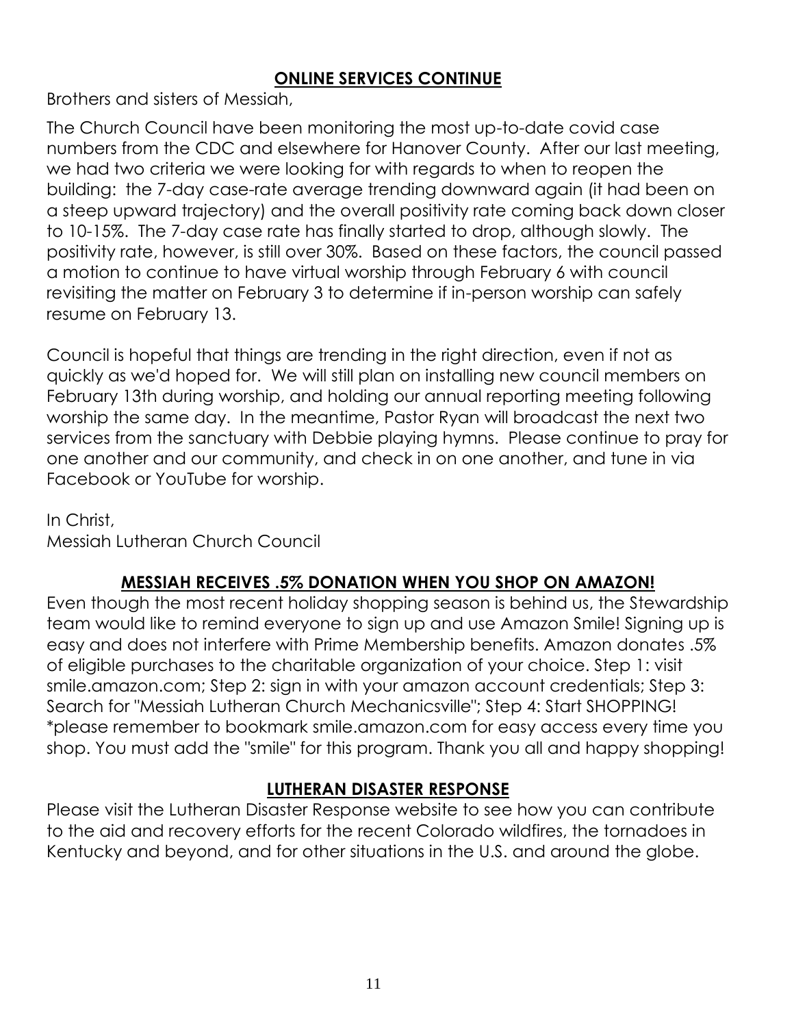## ONLINE SERVICES CONTINUE

Brothers and sisters of Messiah,

The Church Council have been monitoring the most up-to-date covid case numbers from the CDC and elsewhere for Hanover County. After our last meeting, we had two criteria we were looking for with regards to when to reopen the building: the 7-day case-rate average trending downward again (it had been on a steep upward trajectory) and the overall positivity rate coming back down closer to 10-15%. The 7-day case rate has finally started to drop, although slowly. The positivity rate, however, is still over 30%. Based on these factors, the council passed a motion to continue to have virtual worship through February 6 with council revisiting the matter on February 3 to determine if in-person worship can safely resume on February 13.

Council is hopeful that things are trending in the right direction, even if not as quickly as we'd hoped for. We will still plan on installing new council members on February 13th during worship, and holding our annual reporting meeting following worship the same day. In the meantime, Pastor Ryan will broadcast the next two services from the sanctuary with Debbie playing hymns. Please continue to pray for one another and our community, and check in on one another, and tune in via Facebook or YouTube for worship.

In Christ,
Messiah Lutheran Church Council

## MESSIAH RECEIVES .5% DONATION WHEN YOU SHOP ON AMAZON!

Even though the most recent holiday shopping season is behind us, the Stewardship team would like to remind everyone to sign up and use Amazon Smile! Signing up is easy and does not interfere with Prime Membership benefits. Amazon donates .5% of eligible purchases to the charitable organization of your choice. Step 1: visit smile.amazon.com; Step 2: sign in with your amazon account credentials; Step 3: Search for "Messiah Lutheran Church Mechanicsville"; Step 4: Start SHOPPING! *please remember to bookmark smile.amazon.com for easy access every time you shop. You must add the "smile" for this program. Thank you all and happy shopping!

## LUTHERAN DISASTER RESPONSE

Please visit the Lutheran Disaster Response website to see how you can contribute to the aid and recovery efforts for the recent Colorado wildfires, the tornadoes in Kentucky and beyond, and for other situations in the U.S. and around the globe.